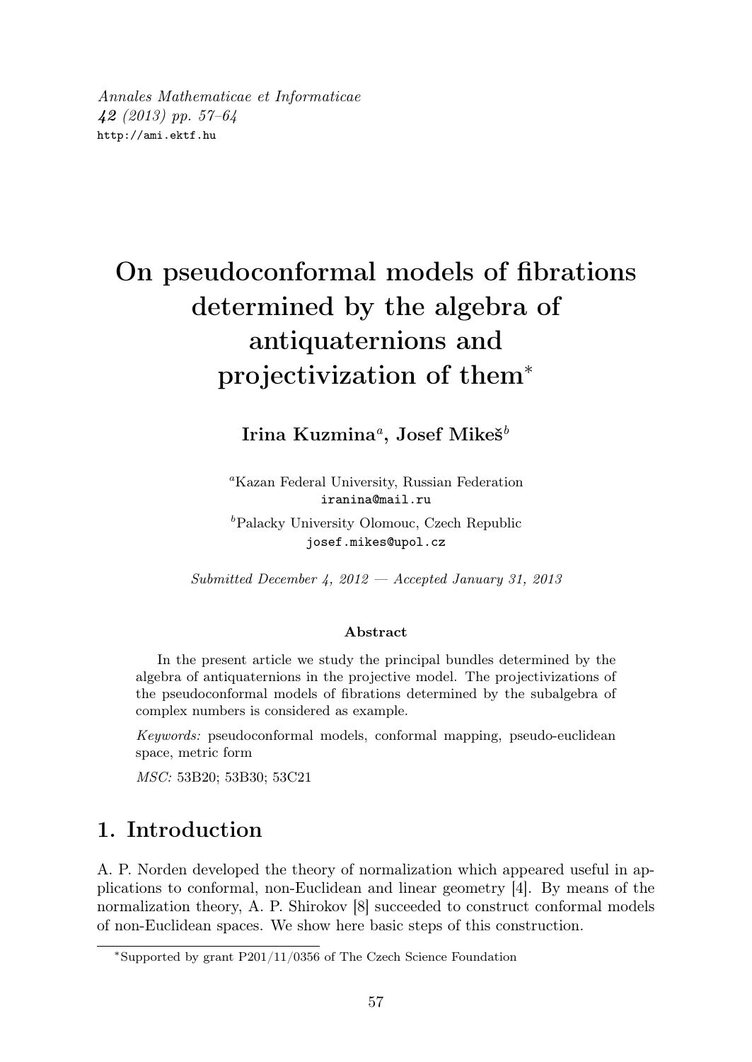# On pseudoconformal models of fibrations determined by the algebra of antiquaternions and projectivization of them*

**Irina Kuzmina[a], Josef Mikeš[b]**

[a]Kazan Federal University, Russian Federation
iranina@mail.ru

[b]Palacky University Olomouc, Czech Republic
josef.mikes@upol.cz

*Submitted December 4, 2012 — Accepted January 31, 2013*

#### Abstract

In the present article we study the principal bundles determined by the algebra of antiquaternions in the projective model. The projectivizations of the pseudoconformal models of fibrations determined by the subalgebra of complex numbers is considered as example.

*Keywords:* pseudoconformal models, conformal mapping, pseudo-euclidean space, metric form

*MSC:* 53B20; 53B30; 53C21

## 1. Introduction

A. P. Norden developed the theory of normalization which appeared useful in applications to conformal, non-Euclidean and linear geometry [4]. By means of the normalization theory, A. P. Shirokov [8] succeeded to construct conformal models of non-Euclidean spaces. We show here basic steps of this construction.

*Supported by grant P201/11/0356 of The Czech Science Foundation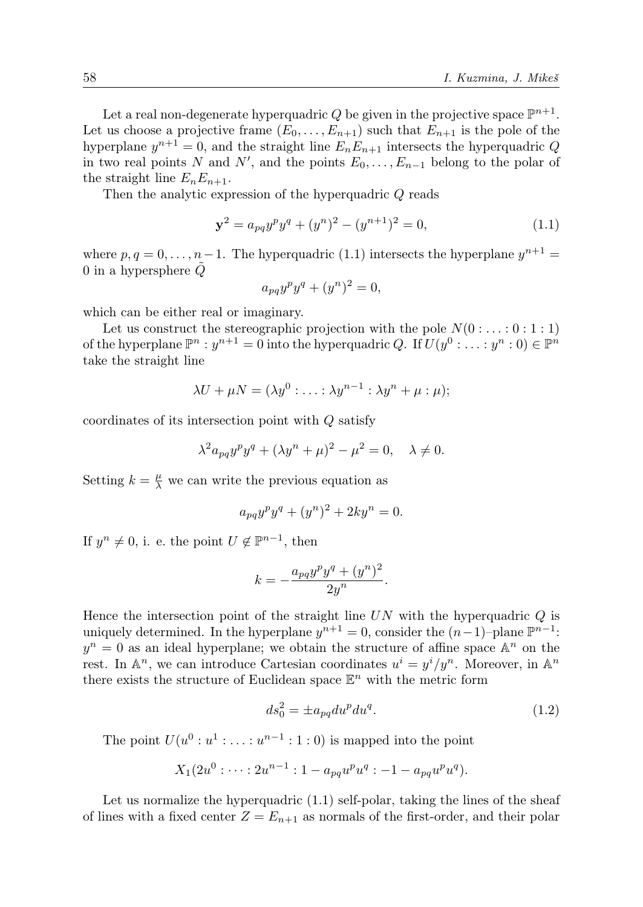Let a real non-degenerate hyperquadric $Q$ be given in the projective space $\mathbb{P}^{n+1}$. Let us choose a projective frame $(E_0, \dots, E_{n+1})$ such that $E_{n+1}$ is the pole of the hyperplane $y^{n+1} = 0$, and the straight line $E_n E_{n+1}$ intersects the hyperquadric $Q$ in two real points $N$ and $N'$, and the points $E_0, \dots, E_{n-1}$ belong to the polar of the straight line $E_n E_{n+1}$.

Then the analytic expression of the hyperquadric $Q$ reads

$$\mathbf{y}^2 = a_{pq} y^p y^q + (y^n)^2 - (y^{n+1})^2 = 0, \tag{1.1}$$

where $p, q = 0, \dots, n-1$. The hyperquadric (1.1) intersects the hyperplane $y^{n+1} = 0$ in a hypersphere $\tilde{Q}$

$$a_{pq} y^p y^q + (y^n)^2 = 0,$$

which can be either real or imaginary.

Let us construct the stereographic projection with the pole $N(0 : \dots : 0 : 1 : 1)$ of the hyperplane $\mathbb{P}^n : y^{n+1} = 0$ into the hyperquadric $Q$. If $U(y^0 : \dots : y^n : 0) \in \mathbb{P}^n$ take the straight line

$$\lambda U + \mu N = (\lambda y^0 : \dots : \lambda y^{n-1} : \lambda y^n + \mu : \mu);$$

coordinates of its intersection point with $Q$ satisfy

$$\lambda^2 a_{pq} y^p y^q + (\lambda y^n + \mu)^2 - \mu^2 = 0, \quad \lambda \neq 0.$$

Setting $k = \frac{\mu}{\lambda}$ we can write the previous equation as

$$a_{pq} y^p y^q + (y^n)^2 + 2k y^n = 0.$$

If $y^n \neq 0$, i. e. the point $U \notin \mathbb{P}^{n-1}$, then

$$k = -\frac{a_{pq} y^p y^q + (y^n)^2}{2y^n}.$$

Hence the intersection point of the straight line $UN$ with the hyperquadric $Q$ is uniquely determined. In the hyperplane $y^{n+1} = 0$, consider the $(n-1)$–plane $\mathbb{P}^{n-1}$: $y^n = 0$ as an ideal hyperplane; we obtain the structure of affine space $\mathbb{A}^n$ on the rest. In $\mathbb{A}^n$, we can introduce Cartesian coordinates $u^i = y^i / y^n$. Moreover, in $\mathbb{A}^n$ there exists the structure of Euclidean space $\mathbb{E}^n$ with the metric form

$$ds_0^2 = \pm a_{pq} du^p du^q. \tag{1.2}$$

The point $U(u^0 : u^1 : \dots : u^{n-1} : 1 : 0)$ is mapped into the point

$$X_1(2u^0 : \dots : 2u^{n-1} : 1 - a_{pq} u^p u^q : -1 - a_{pq} u^p u^q).$$

Let us normalize the hyperquadric (1.1) self-polar, taking the lines of the sheaf of lines with a fixed center $Z = E_{n+1}$ as normals of the first-order, and their polar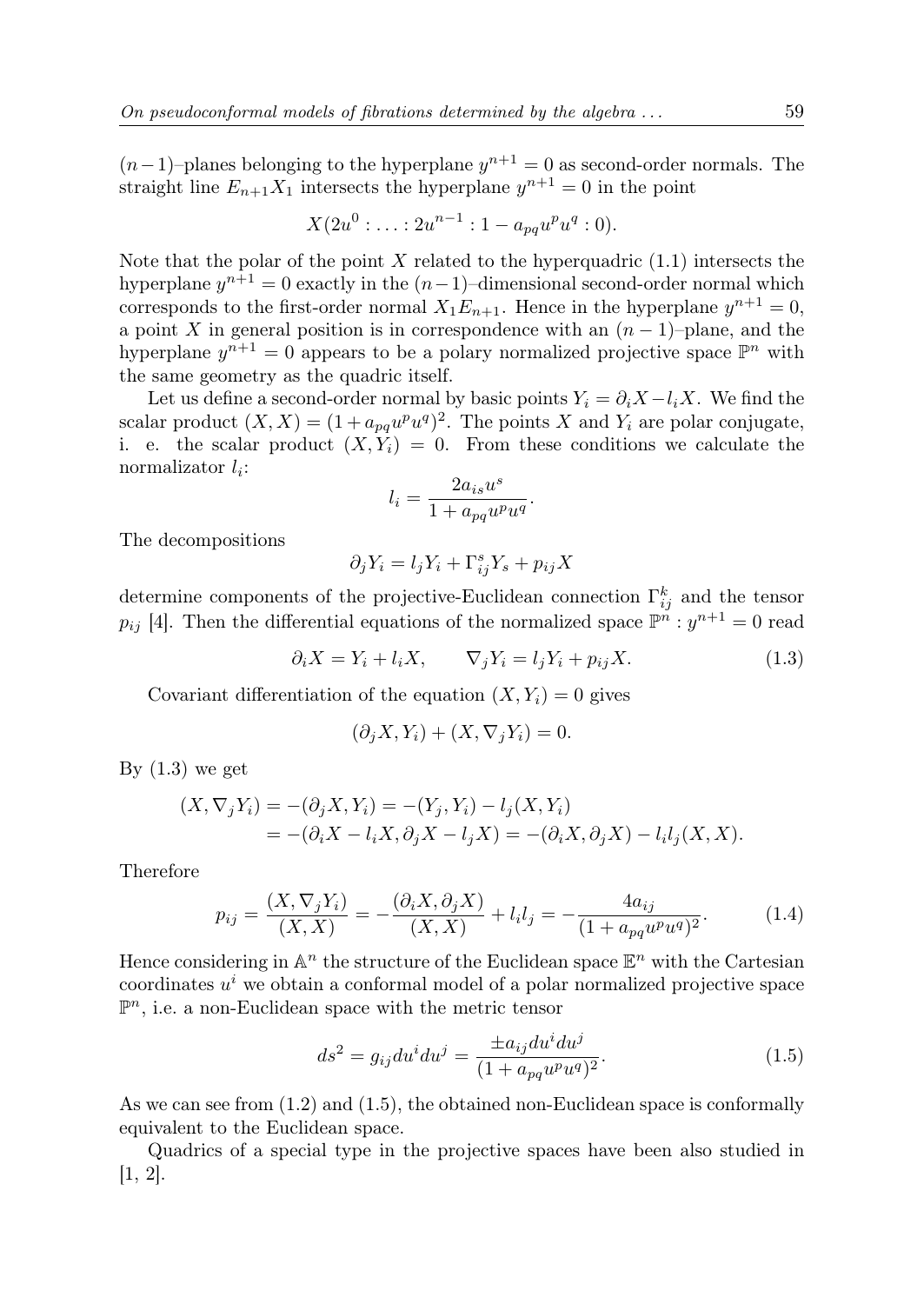$(n-1)$–planes belonging to the hyperplane $y^{n+1}=0$ as second-order normals. The straight line $E_{n+1}X_1$ intersects the hyperplane $y^{n+1}=0$ in the point

$$X(2u^0 : \ldots : 2u^{n-1} : 1 - a_{pq}u^p u^q : 0).$$

Note that the polar of the point $X$ related to the hyperquadric (1.1) intersects the hyperplane $y^{n+1}=0$ exactly in the $(n-1)$–dimensional second-order normal which corresponds to the first-order normal $X_1E_{n+1}$. Hence in the hyperplane $y^{n+1}=0$, a point $X$ in general position is in correspondence with an $(n-1)$–plane, and the hyperplane $y^{n+1}=0$ appears to be a polary normalized projective space $\mathbb{P}^n$ with the same geometry as the quadric itself.

Let us define a second-order normal by basic points $Y_i = \partial_i X - l_i X$. We find the scalar product $(X,X) = (1 + a_{pq}u^p u^q)^2$. The points $X$ and $Y_i$ are polar conjugate, i. e. the scalar product $(X, Y_i) = 0$. From these conditions we calculate the normalizator $l_i$:

$$l_i = \frac{2a_{is}u^s}{1 + a_{pq}u^p u^q}.$$

The decompositions

$$\partial_j Y_i = l_j Y_i + \Gamma^s_{ij} Y_s + p_{ij} X$$

determine components of the projective-Euclidean connection $\Gamma^k_{ij}$ and the tensor $p_{ij}$ [4]. Then the differential equations of the normalized space $\mathbb{P}^n : y^{n+1} = 0$ read

$$\partial_i X = Y_i + l_i X, \qquad \nabla_j Y_i = l_j Y_i + p_{ij} X. \tag{1.3}$$

Covariant differentiation of the equation $(X, Y_i) = 0$ gives

$$(\partial_j X, Y_i) + (X, \nabla_j Y_i) = 0.$$

By (1.3) we get

$$\begin{aligned}(X, \nabla_j Y_i) &= -(\partial_j X, Y_i) = -(Y_j, Y_i) - l_j (X, Y_i)\\ &= -(\partial_i X - l_i X, \partial_j X - l_j X) = -(\partial_i X, \partial_j X) - l_i l_j (X, X).\end{aligned}$$

Therefore

$$p_{ij} = \frac{(X, \nabla_j Y_i)}{(X,X)} = -\frac{(\partial_i X, \partial_j X)}{(X,X)} + l_i l_j = -\frac{4a_{ij}}{(1 + a_{pq}u^p u^q)^2}. \tag{1.4}$$

Hence considering in $\mathbb{A}^n$ the structure of the Euclidean space $\mathbb{E}^n$ with the Cartesian coordinates $u^i$ we obtain a conformal model of a polar normalized projective space $\mathbb{P}^n$, i.e. a non-Euclidean space with the metric tensor

$$ds^2 = g_{ij} du^i du^j = \frac{\pm a_{ij} du^i du^j}{(1 + a_{pq}u^p u^q)^2}. \tag{1.5}$$

As we can see from (1.2) and (1.5), the obtained non-Euclidean space is conformally equivalent to the Euclidean space.

Quadrics of a special type in the projective spaces have been also studied in [1, 2].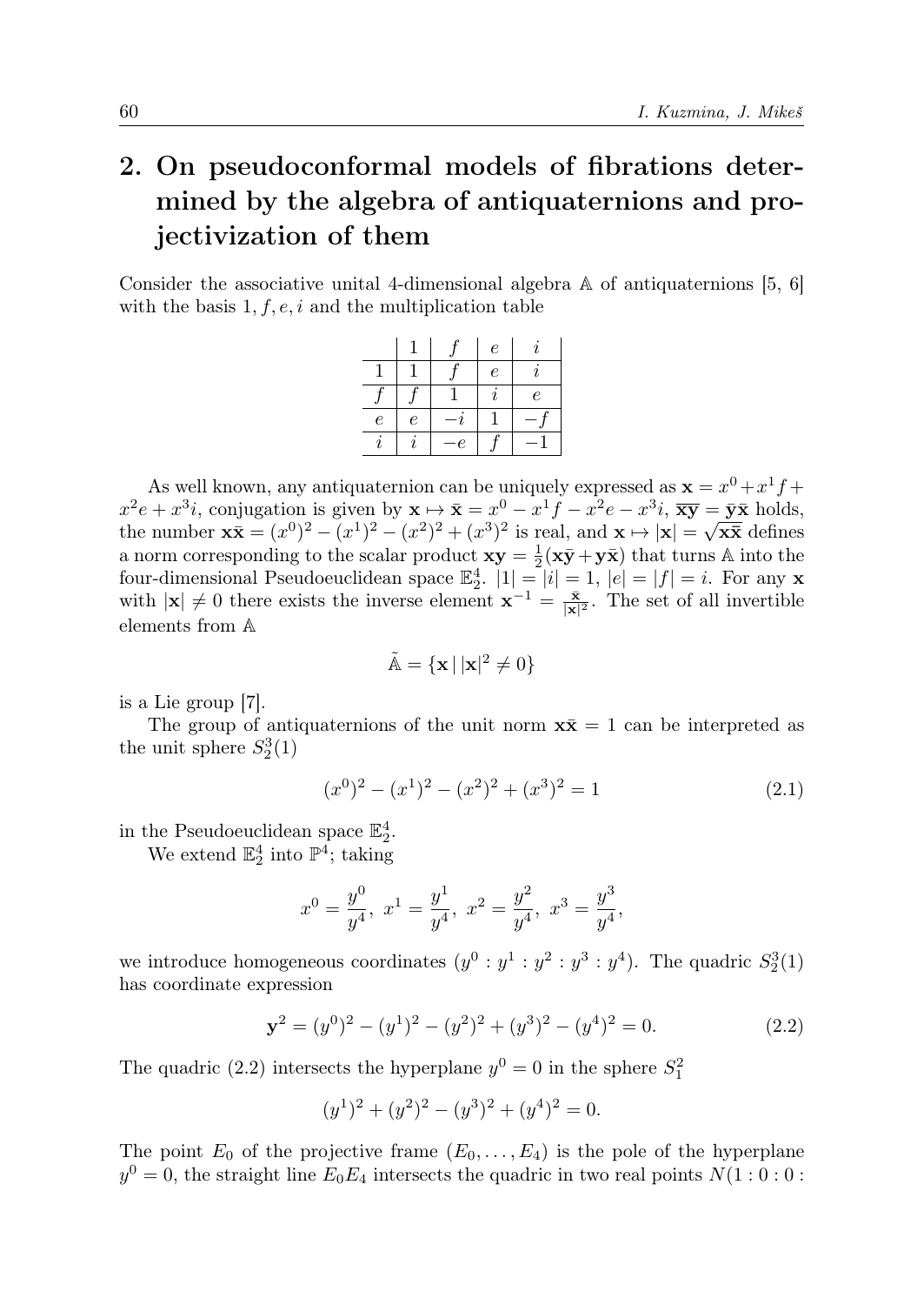## 2. On pseudoconformal models of fibrations determined by the algebra of antiquaternions and projectivization of them

Consider the associative unital 4-dimensional algebra $\mathbb{A}$ of antiquaternions [5, 6] with the basis $1, f, e, i$ and the multiplication table

|  | $1$ | $f$ | $e$ | $i$ |
|---|---|---|---|---|
| $1$ | $1$ | $f$ | $e$ | $i$ |
| $f$ | $f$ | $1$ | $i$ | $e$ |
| $e$ | $e$ | $-i$ | $1$ | $-f$ |
| $i$ | $i$ | $-e$ | $f$ | $-1$ |

As well known, any antiquaternion can be uniquely expressed as $\mathbf{x} = x^0 + x^1 f + x^2 e + x^3 i$, conjugation is given by $\mathbf{x} \mapsto \bar{\mathbf{x}} = x^0 - x^1 f - x^2 e - x^3 i$, $\overline{\mathbf{x}\mathbf{y}} = \bar{\mathbf{y}}\bar{\mathbf{x}}$ holds, the number $\mathbf{x}\bar{\mathbf{x}} = (x^0)^2 - (x^1)^2 - (x^2)^2 + (x^3)^2$ is real, and $\mathbf{x} \mapsto |\mathbf{x}| = \sqrt{\mathbf{x}\bar{\mathbf{x}}}$ defines a norm corresponding to the scalar product $\mathbf{x}\mathbf{y} = \frac{1}{2}(\mathbf{x}\bar{\mathbf{y}} + \mathbf{y}\bar{\mathbf{x}})$ that turns $\mathbb{A}$ into the four-dimensional Pseudoeuclidean space $\mathbb{E}^4_2$. $|1| = |i| = 1$, $|e| = |f| = i$. For any $\mathbf{x}$ with $|\mathbf{x}| \neq 0$ there exists the inverse element $\mathbf{x}^{-1} = \frac{\bar{\mathbf{x}}}{|\mathbf{x}|^2}$. The set of all invertible elements from $\mathbb{A}$

$$\tilde{\mathbb{A}} = \{\mathbf{x} \,|\, |\mathbf{x}|^2 \neq 0\}$$

is a Lie group [7].

The group of antiquaternions of the unit norm $\mathbf{x}\bar{\mathbf{x}} = 1$ can be interpreted as the unit sphere $S^3_2(1)$

$$(x^0)^2 - (x^1)^2 - (x^2)^2 + (x^3)^2 = 1 \tag{2.1}$$

in the Pseudoeuclidean space $\mathbb{E}^4_2$.

We extend $\mathbb{E}^4_2$ into $\mathbb{P}^4$; taking

$$x^0 = \frac{y^0}{y^4},\ x^1 = \frac{y^1}{y^4},\ x^2 = \frac{y^2}{y^4},\ x^3 = \frac{y^3}{y^4},$$

we introduce homogeneous coordinates $(y^0 : y^1 : y^2 : y^3 : y^4)$. The quadric $S^3_2(1)$ has coordinate expression

$$\mathbf{y}^2 = (y^0)^2 - (y^1)^2 - (y^2)^2 + (y^3)^2 - (y^4)^2 = 0. \tag{2.2}$$

The quadric (2.2) intersects the hyperplane $y^0 = 0$ in the sphere $S^2_1$

$$(y^1)^2 + (y^2)^2 - (y^3)^2 + (y^4)^2 = 0.$$

The point $E_0$ of the projective frame $(E_0, \ldots, E_4)$ is the pole of the hyperplane $y^0 = 0$, the straight line $E_0E_4$ intersects the quadric in two real points $N(1 : 0 : 0 :$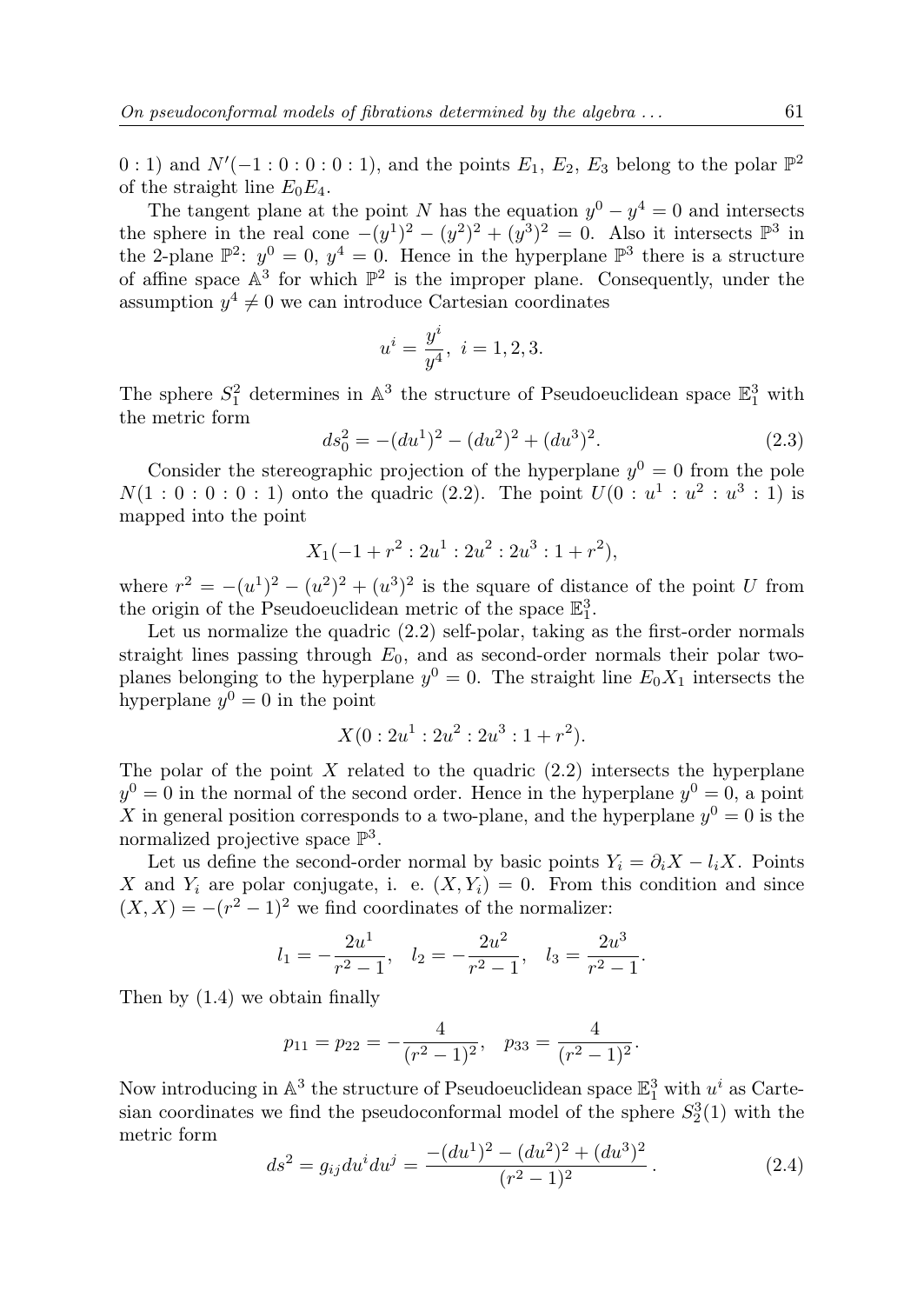$0:1)$ and $N'(-1:0:0:0:1)$, and the points $E_1$, $E_2$, $E_3$ belong to the polar $\mathbb{P}^2$ of the straight line $E_0E_4$.

The tangent plane at the point $N$ has the equation $y^0 - y^4 = 0$ and intersects the sphere in the real cone $-(y^1)^2 - (y^2)^2 + (y^3)^2 = 0$. Also it intersects $\mathbb{P}^3$ in the 2-plane $\mathbb{P}^2$: $y^0 = 0$, $y^4 = 0$. Hence in the hyperplane $\mathbb{P}^3$ there is a structure of affine space $\mathbb{A}^3$ for which $\mathbb{P}^2$ is the improper plane. Consequently, under the assumption $y^4 \neq 0$ we can introduce Cartesian coordinates

$$u^i = \frac{y^i}{y^4}, \ i = 1, 2, 3.$$

The sphere $S_1^2$ determines in $\mathbb{A}^3$ the structure of Pseudoeuclidean space $\mathbb{E}_1^3$ with the metric form

$$ds_0^2 = -(du^1)^2 - (du^2)^2 + (du^3)^2. \tag{2.3}$$

Consider the stereographic projection of the hyperplane $y^0 = 0$ from the pole $N(1:0:0:0:1)$ onto the quadric (2.2). The point $U(0:u^1:u^2:u^3:1)$ is mapped into the point

$$X_1(-1 + r^2 : 2u^1 : 2u^2 : 2u^3 : 1 + r^2),$$

where $r^2 = -(u^1)^2 - (u^2)^2 + (u^3)^2$ is the square of distance of the point $U$ from the origin of the Pseudoeuclidean metric of the space $\mathbb{E}_1^3$.

Let us normalize the quadric (2.2) self-polar, taking as the first-order normals straight lines passing through $E_0$, and as second-order normals their polar two-planes belonging to the hyperplane $y^0 = 0$. The straight line $E_0X_1$ intersects the hyperplane $y^0 = 0$ in the point

$$X(0 : 2u^1 : 2u^2 : 2u^3 : 1 + r^2).$$

The polar of the point $X$ related to the quadric (2.2) intersects the hyperplane $y^0 = 0$ in the normal of the second order. Hence in the hyperplane $y^0 = 0$, a point $X$ in general position corresponds to a two-plane, and the hyperplane $y^0 = 0$ is the normalized projective space $\mathbb{P}^3$.

Let us define the second-order normal by basic points $Y_i = \partial_i X - l_i X$. Points $X$ and $Y_i$ are polar conjugate, i. e. $(X, Y_i) = 0$. From this condition and since $(X, X) = -(r^2 - 1)^2$ we find coordinates of the normalizer:

$$l_1 = -\frac{2u^1}{r^2 - 1}, \quad l_2 = -\frac{2u^2}{r^2 - 1}, \quad l_3 = \frac{2u^3}{r^2 - 1}.$$

Then by (1.4) we obtain finally

$$p_{11} = p_{22} = -\frac{4}{(r^2 - 1)^2}, \quad p_{33} = \frac{4}{(r^2 - 1)^2}.$$

Now introducing in $\mathbb{A}^3$ the structure of Pseudoeuclidean space $\mathbb{E}_1^3$ with $u^i$ as Cartesian coordinates we find the pseudoconformal model of the sphere $S_2^3(1)$ with the metric form

$$ds^2 = g_{ij} du^i du^j = \frac{-(du^1)^2 - (du^2)^2 + (du^3)^2}{(r^2 - 1)^2}. \tag{2.4}$$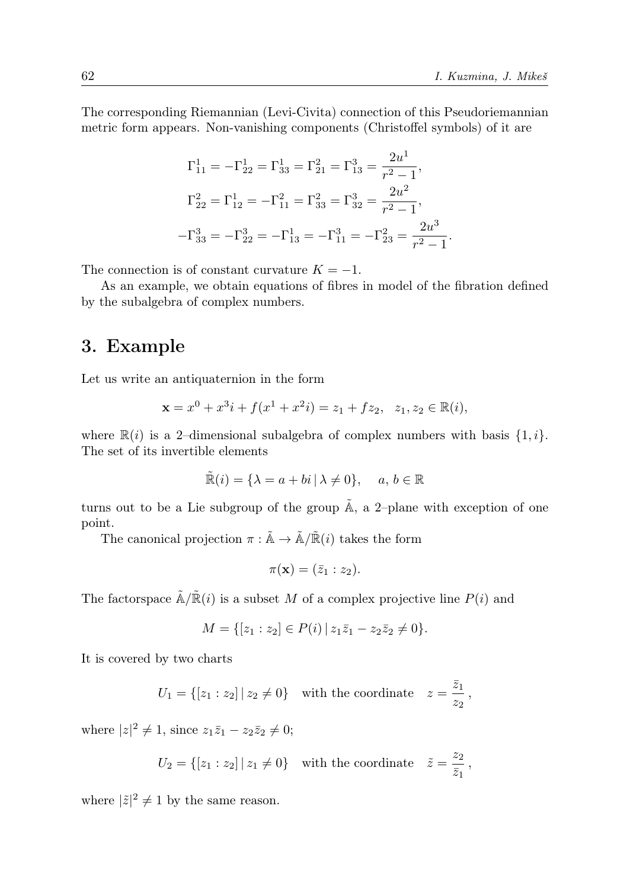The corresponding Riemannian (Levi-Civita) connection of this Pseudoriemannian metric form appears. Non-vanishing components (Christoffel symbols) of it are

$$\Gamma^1_{11} = -\Gamma^1_{22} = \Gamma^1_{33} = \Gamma^2_{21} = \Gamma^3_{13} = \frac{2u^1}{r^2-1},$$

$$\Gamma^2_{22} = \Gamma^1_{12} = -\Gamma^2_{11} = \Gamma^2_{33} = \Gamma^3_{32} = \frac{2u^2}{r^2-1},$$

$$-\Gamma^3_{33} = -\Gamma^3_{22} = -\Gamma^1_{13} = -\Gamma^3_{11} = -\Gamma^2_{23} = \frac{2u^3}{r^2-1}.$$

The connection is of constant curvature $K = -1$.

As an example, we obtain equations of fibres in model of the fibration defined by the subalgebra of complex numbers.

## 3. Example

Let us write an antiquaternion in the form

$$\mathbf{x} = x^0 + x^3 i + f(x^1 + x^2 i) = z_1 + f z_2, \quad z_1, z_2 \in \mathbb{R}(i),$$

where $\mathbb{R}(i)$ is a 2–dimensional subalgebra of complex numbers with basis $\{1, i\}$. The set of its invertible elements

$$\tilde{\mathbb{R}}(i) = \{\lambda = a + bi \,|\, \lambda \neq 0\}, \quad a, b \in \mathbb{R}$$

turns out to be a Lie subgroup of the group $\tilde{\mathbb{A}}$, a 2–plane with exception of one point.

The canonical projection $\pi : \tilde{\mathbb{A}} \to \tilde{\mathbb{A}}/\tilde{\mathbb{R}}(i)$ takes the form

$$\pi(\mathbf{x}) = (\bar{z}_1 : z_2).$$

The factorspace $\tilde{\mathbb{A}}/\tilde{\mathbb{R}}(i)$ is a subset $M$ of a complex projective line $P(i)$ and

$$M = \{[z_1 : z_2] \in P(i) \,|\, z_1\bar{z}_1 - z_2\bar{z}_2 \neq 0\}.$$

It is covered by two charts

$$U_1 = \{[z_1 : z_2] \,|\, z_2 \neq 0\} \quad \text{with the coordinate} \quad z = \frac{\bar{z}_1}{z_2}\,,$$

where $|z|^2 \neq 1$, since $z_1\bar{z}_1 - z_2\bar{z}_2 \neq 0$;

$$U_2 = \{[z_1 : z_2] \,|\, z_1 \neq 0\} \quad \text{with the coordinate} \quad \tilde{z} = \frac{z_2}{\bar{z}_1}\,,$$

where $|\tilde{z}|^2 \neq 1$ by the same reason.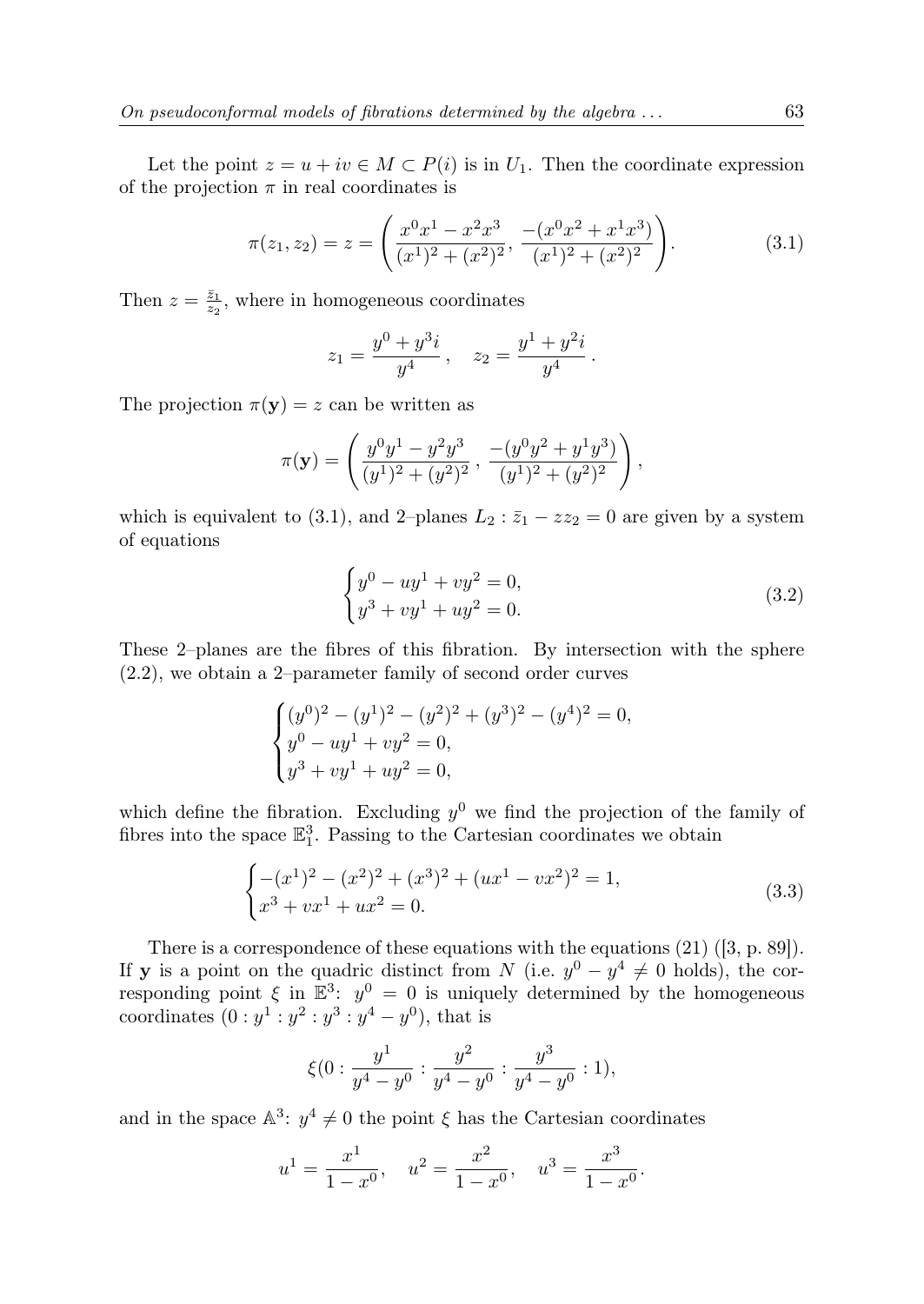Let the point $z = u + iv \in M \subset P(i)$ is in $U_1$. Then the coordinate expression of the projection $\pi$ in real coordinates is

$$\pi(z_1, z_2) = z = \left( \frac{x^0x^1 - x^2x^3}{(x^1)^2 + (x^2)^2}, \frac{-(x^0x^2 + x^1x^3)}{(x^1)^2 + (x^2)^2} \right). \tag{3.1}$$

Then $z = \frac{\bar{z}_1}{z_2}$, where in homogeneous coordinates

$$z_1 = \frac{y^0 + y^3 i}{y^4}, \quad z_2 = \frac{y^1 + y^2 i}{y^4}.$$

The projection $\pi(\mathbf{y}) = z$ can be written as

$$\pi(\mathbf{y}) = \left( \frac{y^0y^1 - y^2y^3}{(y^1)^2 + (y^2)^2}, \frac{-(y^0y^2 + y^1y^3)}{(y^1)^2 + (y^2)^2} \right),$$

which is equivalent to (3.1), and 2–planes $L_2 : \bar{z}_1 - zz_2 = 0$ are given by a system of equations

$$\begin{cases} y^0 - uy^1 + vy^2 = 0, \\ y^3 + vy^1 + uy^2 = 0. \end{cases} \tag{3.2}$$

These 2–planes are the fibres of this fibration. By intersection with the sphere (2.2), we obtain a 2–parameter family of second order curves

$$\begin{cases} (y^0)^2 - (y^1)^2 - (y^2)^2 + (y^3)^2 - (y^4)^2 = 0, \\ y^0 - uy^1 + vy^2 = 0, \\ y^3 + vy^1 + uy^2 = 0, \end{cases}$$

which define the fibration. Excluding $y^0$ we find the projection of the family of fibres into the space $\mathbb{E}^3_1$. Passing to the Cartesian coordinates we obtain

$$\begin{cases} -(x^1)^2 - (x^2)^2 + (x^3)^2 + (ux^1 - vx^2)^2 = 1, \\ x^3 + vx^1 + ux^2 = 0. \end{cases} \tag{3.3}$$

There is a correspondence of these equations with the equations (21) ([3, p. 89]). If $\mathbf{y}$ is a point on the quadric distinct from $N$ (i.e. $y^0 - y^4 \neq 0$ holds), the corresponding point $\xi$ in $\mathbb{E}^3$: $y^0 = 0$ is uniquely determined by the homogeneous coordinates $(0 : y^1 : y^2 : y^3 : y^4 - y^0)$, that is

$$\xi(0 : \frac{y^1}{y^4 - y^0} : \frac{y^2}{y^4 - y^0} : \frac{y^3}{y^4 - y^0} : 1),$$

and in the space $\mathbb{A}^3$: $y^4 \neq 0$ the point $\xi$ has the Cartesian coordinates

$$u^1 = \frac{x^1}{1 - x^0}, \quad u^2 = \frac{x^2}{1 - x^0}, \quad u^3 = \frac{x^3}{1 - x^0}.$$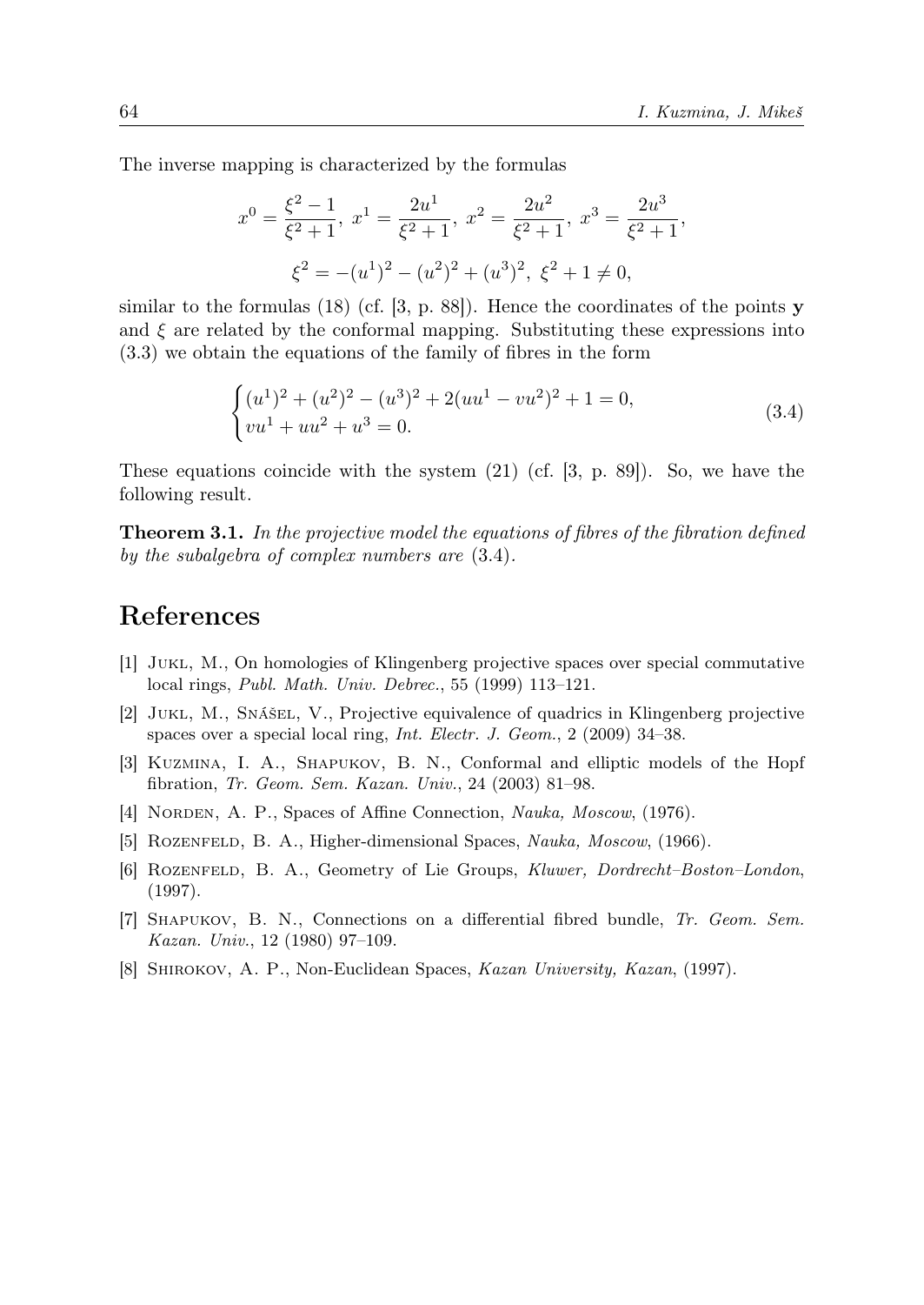The inverse mapping is characterized by the formulas

$$x^0 = \frac{\xi^2 - 1}{\xi^2 + 1},\ x^1 = \frac{2u^1}{\xi^2 + 1},\ x^2 = \frac{2u^2}{\xi^2 + 1},\ x^3 = \frac{2u^3}{\xi^2 + 1},$$

$$\xi^2 = -(u^1)^2 - (u^2)^2 + (u^3)^2,\ \xi^2 + 1 \neq 0,$$

similar to the formulas (18) (cf. [3, p. 88]). Hence the coordinates of the points $\mathbf{y}$ and $\xi$ are related by the conformal mapping. Substituting these expressions into (3.3) we obtain the equations of the family of fibres in the form

$$\begin{cases} (u^1)^2 + (u^2)^2 - (u^3)^2 + 2(uu^1 - vu^2)^2 + 1 = 0, \\ vu^1 + uu^2 + u^3 = 0. \end{cases} \tag{3.4}$$

These equations coincide with the system (21) (cf. [3, p. 89]). So, we have the following result.

**Theorem 3.1.** *In the projective model the equations of fibres of the fibration defined by the subalgebra of complex numbers are* (3.4).

# References

[1] Jukl, M., On homologies of Klingenberg projective spaces over special commutative local rings, *Publ. Math. Univ. Debrec.*, 55 (1999) 113–121.

[2] Jukl, M., Snášel, V., Projective equivalence of quadrics in Klingenberg projective spaces over a special local ring, *Int. Electr. J. Geom.*, 2 (2009) 34–38.

[3] Kuzmina, I. A., Shapukov, B. N., Conformal and elliptic models of the Hopf fibration, *Tr. Geom. Sem. Kazan. Univ.*, 24 (2003) 81–98.

[4] Norden, A. P., Spaces of Affine Connection, *Nauka, Moscow*, (1976).

[5] Rozenfeld, B. A., Higher-dimensional Spaces, *Nauka, Moscow*, (1966).

[6] Rozenfeld, B. A., Geometry of Lie Groups, *Kluwer, Dordrecht–Boston–London*, (1997).

[7] Shapukov, B. N., Connections on a differential fibred bundle, *Tr. Geom. Sem. Kazan. Univ.*, 12 (1980) 97–109.

[8] Shirokov, A. P., Non-Euclidean Spaces, *Kazan University, Kazan*, (1997).